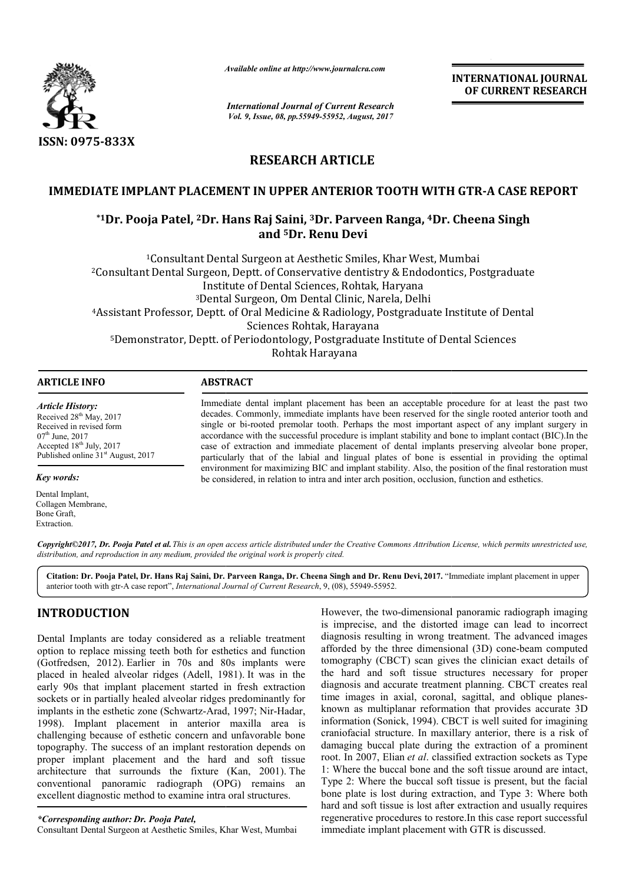*Available online at http://www.journalcra.com*

*International Journal of Current Research*
*Vol. 9, Issue, 08, pp.55949-55952, August, 2017*

**INTERNATIONAL JOURNAL OF CURRENT RESEARCH**

ISSN: 0975-833X

## RESEARCH ARTICLE

# IMMEDIATE IMPLANT PLACEMENT IN UPPER ANTERIOR TOOTH WITH GTR-A CASE REPORT

**\*[1]Dr. Pooja Patel, [2]Dr. Hans Raj Saini, [3]Dr. Parveen Ranga, [4]Dr. Cheena Singh and [5]Dr. Renu Devi**

[1]Consultant Dental Surgeon at Aesthetic Smiles, Khar West, Mumbai
[2]Consultant Dental Surgeon, Deptt. of Conservative dentistry & Endodontics, Postgraduate Institute of Dental Sciences, Rohtak, Haryana
[3]Dental Surgeon, Om Dental Clinic, Narela, Delhi
[4]Assistant Professor, Deptt. of Oral Medicine & Radiology, Postgraduate Institute of Dental Sciences Rohtak, Harayana
[5]Demonstrator, Deptt. of Periodontology, Postgraduate Institute of Dental Sciences Rohtak Harayana

### ARTICLE INFO

*Article History:*
Received 28th May, 2017
Received in revised form 07th June, 2017
Accepted 18th July, 2017
Published online 31st August, 2017

*Key words:*
Dental Implant,
Collagen Membrane,
Bone Graft,
Extraction.

### ABSTRACT

Immediate dental implant placement has been an acceptable procedure for at least the past two decades. Commonly, immediate implants have been reserved for the single rooted anterior tooth and single or bi-rooted premolar tooth. Perhaps the most important aspect of any implant surgery in accordance with the successful procedure is implant stability and bone to implant contact (BIC).In the case of extraction and immediate placement of dental implants preserving alveolar bone proper, particularly that of the labial and lingual plates of bone is essential in providing the optimal environment for maximizing BIC and implant stability. Also, the position of the final restoration must be considered, in relation to intra and inter arch position, occlusion, function and esthetics.

***Copyright©2017, Dr. Pooja Patel et al.*** *This is an open access article distributed under the Creative Commons Attribution License, which permits unrestricted use, distribution, and reproduction in any medium, provided the original work is properly cited.*

**Citation: Dr. Pooja Patel, Dr. Hans Raj Saini, Dr. Parveen Ranga, Dr. Cheena Singh and Dr. Renu Devi, 2017.** "Immediate implant placement in upper anterior tooth with gtr-A case report", *International Journal of Current Research*, 9, (08), 55949-55952.

## INTRODUCTION

Dental Implants are today considered as a reliable treatment option to replace missing teeth both for esthetics and function (Gotfredsen, 2012). Earlier in 70s and 80s implants were placed in healed alveolar ridges (Adell, 1981). It was in the early 90s that implant placement started in fresh extraction sockets or in partially healed alveolar ridges predominantly for implants in the esthetic zone (Schwartz-Arad, 1997; Nir-Hadar, 1998). Implant placement in anterior maxilla area is challenging because of esthetic concern and unfavorable bone topography. The success of an implant restoration depends on proper implant placement and the hard and soft tissue architecture that surrounds the fixture (Kan, 2001). The conventional panoramic radiograph (OPG) remains an excellent diagnostic method to examine intra oral structures.

However, the two-dimensional panoramic radiograph imaging is imprecise, and the distorted image can lead to incorrect diagnosis resulting in wrong treatment. The advanced images afforded by the three dimensional (3D) cone-beam computed tomography (CBCT) scan gives the clinician exact details of the hard and soft tissue structures necessary for proper diagnosis and accurate treatment planning. CBCT creates real time images in axial, coronal, sagittal, and oblique planes-known as multiplanar reformation that provides accurate 3D information (Sonick, 1994). CBCT is well suited for imagining craniofacial structure. In maxillary anterior, there is a risk of damaging buccal plate during the extraction of a prominent root. In 2007, Elian *et al*. classified extraction sockets as Type 1: Where the buccal bone and the soft tissue around are intact, Type 2: Where the buccal soft tissue is present, but the facial bone plate is lost during extraction, and Type 3: Where both hard and soft tissue is lost after extraction and usually requires regenerative procedures to restore.In this case report successful immediate implant placement with GTR is discussed.

*\*Corresponding author: Dr. Pooja Patel,*
Consultant Dental Surgeon at Aesthetic Smiles, Khar West, Mumbai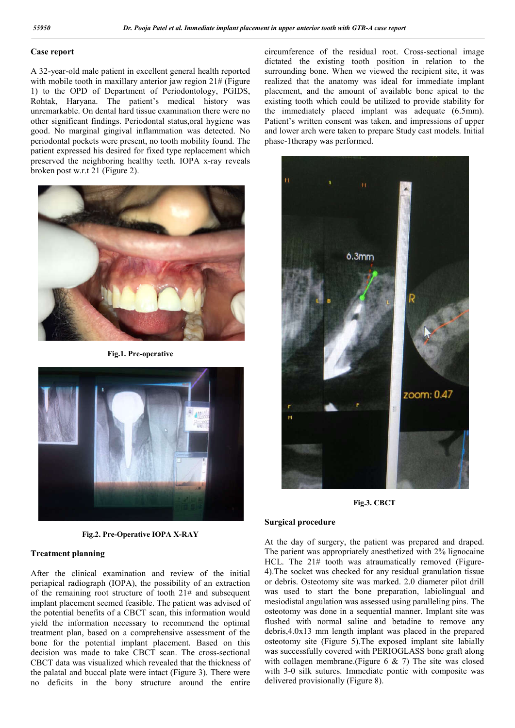## Case report

A 32-year-old male patient in excellent general health reported with mobile tooth in maxillary anterior jaw region 21# (Figure 1) to the OPD of Department of Periodontology, PGIDS, Rohtak, Haryana. The patient's medical history was unremarkable. On dental hard tissue examination there were no other significant findings. Periodontal status,oral hygiene was good. No marginal gingival inflammation was detected. No periodontal pockets were present, no tooth mobility found. The patient expressed his desired for fixed type replacement which preserved the neighboring healthy teeth. IOPA x-ray reveals broken post w.r.t 21 (Figure 2).

**Fig.1. Pre-operative**

**Fig.2. Pre-Operative IOPA X-RAY**

## Treatment planning

After the clinical examination and review of the initial periapical radiograph (IOPA), the possibility of an extraction of the remaining root structure of tooth 21# and subsequent implant placement seemed feasible. The patient was advised of the potential benefits of a CBCT scan, this information would yield the information necessary to recommend the optimal treatment plan, based on a comprehensive assessment of the bone for the potential implant placement. Based on this decision was made to take CBCT scan. The cross-sectional CBCT data was visualized which revealed that the thickness of the palatal and buccal plate were intact (Figure 3). There were no deficits in the bony structure around the entire circumference of the residual root. Cross-sectional image dictated the existing tooth position in relation to the surrounding bone. When we viewed the recipient site, it was realized that the anatomy was ideal for immediate implant placement, and the amount of available bone apical to the existing tooth which could be utilized to provide stability for the immediately placed implant was adequate (6.5mm). Patient's written consent was taken, and impressions of upper and lower arch were taken to prepare Study cast models. Initial phase-1therapy was performed.

**Fig.3. CBCT**

## Surgical procedure

At the day of surgery, the patient was prepared and draped. The patient was appropriately anesthetized with 2% lignocaine HCL. The 21# tooth was atraumatically removed (Figure-4).The socket was checked for any residual granulation tissue or debris. Osteotomy site was marked. 2.0 diameter pilot drill was used to start the bone preparation, labiolingual and mesiodistal angulation was assessed using paralleling pins. The osteotomy was done in a sequential manner. Implant site was flushed with normal saline and betadine to remove any debris,4.0x13 mm length implant was placed in the prepared osteotomy site (Figure 5).The exposed implant site labially was successfully covered with PERIOGLASS bone graft along with collagen membrane.(Figure 6 & 7) The site was closed with 3-0 silk sutures. Immediate pontic with composite was delivered provisionally (Figure 8).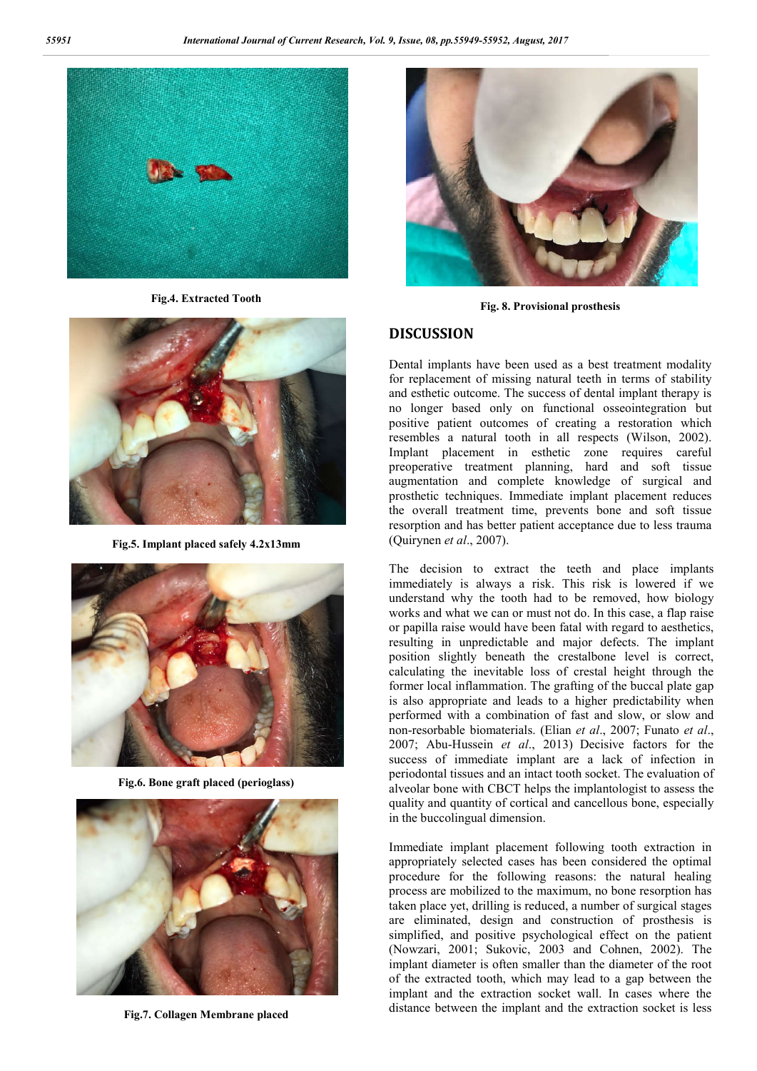Fig.4. Extracted Tooth

Fig.5. Implant placed safely 4.2x13mm

Fig.6. Bone graft placed (perioglass)

Fig.7. Collagen Membrane placed

Fig. 8. Provisional prosthesis

## DISCUSSION

Dental implants have been used as a best treatment modality for replacement of missing natural teeth in terms of stability and esthetic outcome. The success of dental implant therapy is no longer based only on functional osseointegration but positive patient outcomes of creating a restoration which resembles a natural tooth in all respects (Wilson, 2002). Implant placement in esthetic zone requires careful preoperative treatment planning, hard and soft tissue augmentation and complete knowledge of surgical and prosthetic techniques. Immediate implant placement reduces the overall treatment time, prevents bone and soft tissue resorption and has better patient acceptance due to less trauma (Quirynen *et al*., 2007).

The decision to extract the teeth and place implants immediately is always a risk. This risk is lowered if we understand why the tooth had to be removed, how biology works and what we can or must not do. In this case, a flap raise or papilla raise would have been fatal with regard to aesthetics, resulting in unpredictable and major defects. The implant position slightly beneath the crestalbone level is correct, calculating the inevitable loss of crestal height through the former local inflammation. The grafting of the buccal plate gap is also appropriate and leads to a higher predictability when performed with a combination of fast and slow, or slow and non-resorbable biomaterials. (Elian *et al*., 2007; Funato *et al*., 2007; Abu-Hussein *et al*., 2013) Decisive factors for the success of immediate implant are a lack of infection in periodontal tissues and an intact tooth socket. The evaluation of alveolar bone with CBCT helps the implantologist to assess the quality and quantity of cortical and cancellous bone, especially in the buccolingual dimension.

Immediate implant placement following tooth extraction in appropriately selected cases has been considered the optimal procedure for the following reasons: the natural healing process are mobilized to the maximum, no bone resorption has taken place yet, drilling is reduced, a number of surgical stages are eliminated, design and construction of prosthesis is simplified, and positive psychological effect on the patient (Nowzari, 2001; Sukovic, 2003 and Cohnen, 2002). The implant diameter is often smaller than the diameter of the root of the extracted tooth, which may lead to a gap between the implant and the extraction socket wall. In cases where the distance between the implant and the extraction socket is less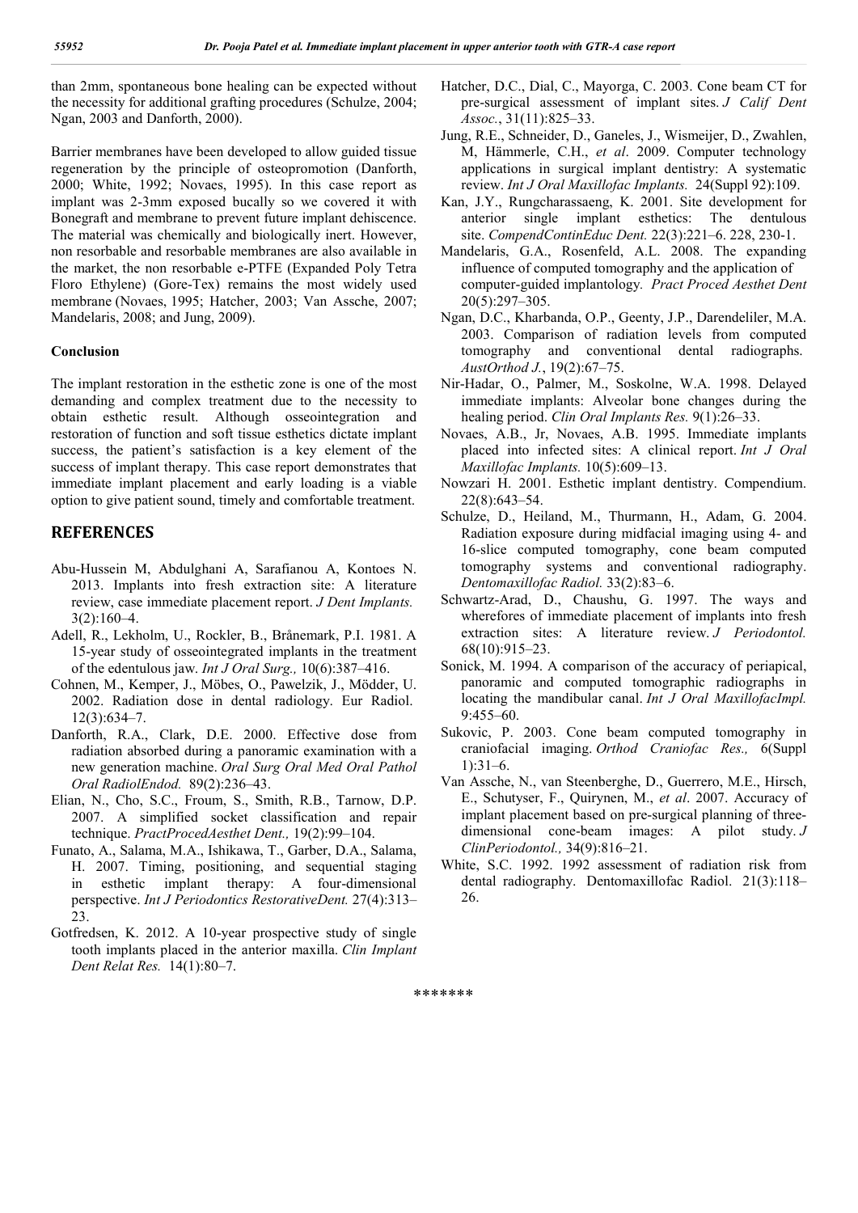than 2mm, spontaneous bone healing can be expected without the necessity for additional grafting procedures (Schulze, 2004; Ngan, 2003 and Danforth, 2000).

Barrier membranes have been developed to allow guided tissue regeneration by the principle of osteopromotion (Danforth, 2000; White, 1992; Novaes, 1995). In this case report as implant was 2-3mm exposed bucally so we covered it with Bonegraft and membrane to prevent future implant dehiscence. The material was chemically and biologically inert. However, non resorbable and resorbable membranes are also available in the market, the non resorbable e-PTFE (Expanded Poly Tetra Floro Ethylene) (Gore-Tex) remains the most widely used membrane (Novaes, 1995; Hatcher, 2003; Van Assche, 2007; Mandelaris, 2008; and Jung, 2009).

### Conclusion

The implant restoration in the esthetic zone is one of the most demanding and complex treatment due to the necessity to obtain esthetic result. Although osseointegration and restoration of function and soft tissue esthetics dictate implant success, the patient's satisfaction is a key element of the success of implant therapy. This case report demonstrates that immediate implant placement and early loading is a viable option to give patient sound, timely and comfortable treatment.

## REFERENCES

Abu-Hussein M, Abdulghani A, Sarafianou A, Kontoes N. 2013. Implants into fresh extraction site: A literature review, case immediate placement report. *J Dent Implants.* 3(2):160–4.

Adell, R., Lekholm, U., Rockler, B., Brånemark, P.I. 1981. A 15-year study of osseointegrated implants in the treatment of the edentulous jaw. *Int J Oral Surg.,* 10(6):387–416.

Cohnen, M., Kemper, J., Möbes, O., Pawelzik, J., Mödder, U. 2002. Radiation dose in dental radiology. Eur Radiol. 12(3):634–7.

Danforth, R.A., Clark, D.E. 2000. Effective dose from radiation absorbed during a panoramic examination with a new generation machine. *Oral Surg Oral Med Oral Pathol Oral RadiolEndod.* 89(2):236–43.

Elian, N., Cho, S.C., Froum, S., Smith, R.B., Tarnow, D.P. 2007. A simplified socket classification and repair technique. *PractProcedAesthet Dent.,* 19(2):99–104.

Funato, A., Salama, M.A., Ishikawa, T., Garber, D.A., Salama, H. 2007. Timing, positioning, and sequential staging in esthetic implant therapy: A four-dimensional perspective. *Int J Periodontics RestorativeDent.* 27(4):313–23.

Gotfredsen, K. 2012. A 10-year prospective study of single tooth implants placed in the anterior maxilla. *Clin Implant Dent Relat Res.* 14(1):80–7.

Hatcher, D.C., Dial, C., Mayorga, C. 2003. Cone beam CT for pre-surgical assessment of implant sites. *J Calif Dent Assoc.*, 31(11):825–33.

Jung, R.E., Schneider, D., Ganeles, J., Wismeijer, D., Zwahlen, M, Hämmerle, C.H., *et al*. 2009. Computer technology applications in surgical implant dentistry: A systematic review. *Int J Oral Maxillofac Implants.* 24(Suppl 92):109.

Kan, J.Y., Rungcharassaeng, K. 2001. Site development for anterior single implant esthetics: The dentulous site. *CompendContinEduc Dent.* 22(3):221–6. 228, 230-1.

Mandelaris, G.A., Rosenfeld, A.L. 2008. The expanding influence of computed tomography and the application of computer-guided implantology. *Pract Proced Aesthet Dent* 20(5):297–305.

Ngan, D.C., Kharbanda, O.P., Geenty, J.P., Darendeliler, M.A. 2003. Comparison of radiation levels from computed tomography and conventional dental radiographs. *AustOrthod J.*, 19(2):67–75.

Nir-Hadar, O., Palmer, M., Soskolne, W.A. 1998. Delayed immediate implants: Alveolar bone changes during the healing period. *Clin Oral Implants Res.* 9(1):26–33.

Novaes, A.B., Jr, Novaes, A.B. 1995. Immediate implants placed into infected sites: A clinical report. *Int J Oral Maxillofac Implants.* 10(5):609–13.

Nowzari H. 2001. Esthetic implant dentistry. Compendium. 22(8):643–54.

Schulze, D., Heiland, M., Thurmann, H., Adam, G. 2004. Radiation exposure during midfacial imaging using 4- and 16-slice computed tomography, cone beam computed tomography systems and conventional radiography. *Dentomaxillofac Radiol.* 33(2):83–6.

Schwartz-Arad, D., Chaushu, G. 1997. The ways and wherefores of immediate placement of implants into fresh extraction sites: A literature review. *J Periodontol.* 68(10):915–23.

Sonick, M. 1994. A comparison of the accuracy of periapical, panoramic and computed tomographic radiographs in locating the mandibular canal. *Int J Oral MaxillofacImpl.* 9:455–60.

Sukovic, P. 2003. Cone beam computed tomography in craniofacial imaging. *Orthod Craniofac Res.,* 6(Suppl 1):31–6.

Van Assche, N., van Steenberghe, D., Guerrero, M.E., Hirsch, E., Schutyser, F., Quirynen, M., *et al*. 2007. Accuracy of implant placement based on pre-surgical planning of three-dimensional cone-beam images: A pilot study. *J ClinPeriodontol.,* 34(9):816–21.

White, S.C. 1992. 1992 assessment of radiation risk from dental radiography. Dentomaxillofac Radiol. 21(3):118–26.

*******